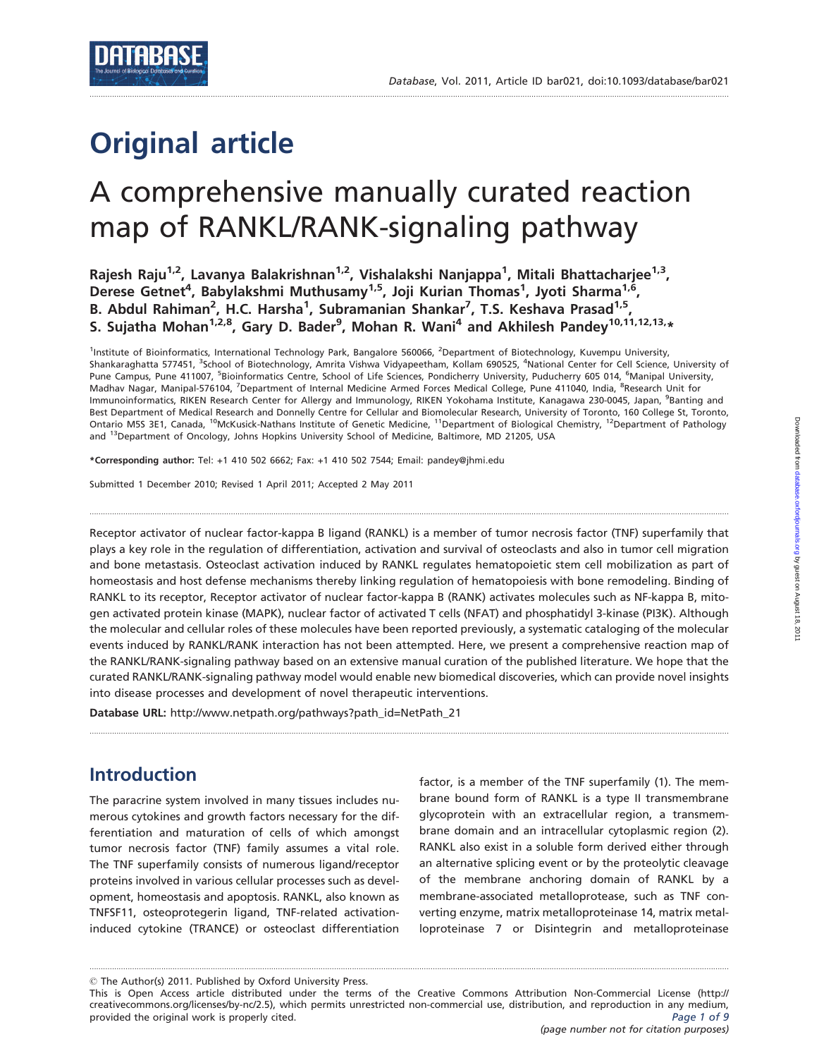# Original article

# A comprehensive manually curated reaction map of RANKL/RANK-signaling pathway

**Rajesh Raju[1,2], Lavanya Balakrishnan[1,2], Vishalakshi Nanjappa[1], Mitali Bhattacharjee[1,3], Derese Getnet[4], Babylakshmi Muthusamy[1,5], Joji Kurian Thomas[1], Jyoti Sharma[1,6], B. Abdul Rahiman[2], H.C. Harsha[1], Subramanian Shankar[7], T.S. Keshava Prasad[1,5], S. Sujatha Mohan[1,2,8], Gary D. Bader[9], Mohan R. Wani[4] and Akhilesh Pandey[10,11,12,13,*]**

[1]Institute of Bioinformatics, International Technology Park, Bangalore 560066, [2]Department of Biotechnology, Kuvempu University, Shankaraghatta 577451, [3]School of Biotechnology, Amrita Vishwa Vidyapeetham, Kollam 690525, [4]National Center for Cell Science, University of Pune Campus, Pune 411007, [5]Bioinformatics Centre, School of Life Sciences, Pondicherry University, Puducherry 605 014, [6]Manipal University, Madhav Nagar, Manipal-576104, [7]Department of Internal Medicine Armed Forces Medical College, Pune 411040, India, [8]Research Unit for Immunoinformatics, RIKEN Research Center for Allergy and Immunology, RIKEN Yokohama Institute, Kanagawa 230-0045, Japan, [9]Banting and Best Department of Medical Research and Donnelly Centre for Cellular and Biomolecular Research, University of Toronto, 160 College St, Toronto, Ontario M5S 3E1, Canada, [10]McKusick-Nathans Institute of Genetic Medicine, [11]Department of Biological Chemistry, [12]Department of Pathology and [13]Department of Oncology, Johns Hopkins University School of Medicine, Baltimore, MD 21205, USA

**\*Corresponding author:** Tel: +1 410 502 6662; Fax: +1 410 502 7544; Email: pandey@jhmi.edu

Submitted 1 December 2010; Revised 1 April 2011; Accepted 2 May 2011

Receptor activator of nuclear factor-kappa B ligand (RANKL) is a member of tumor necrosis factor (TNF) superfamily that plays a key role in the regulation of differentiation, activation and survival of osteoclasts and also in tumor cell migration and bone metastasis. Osteoclast activation induced by RANKL regulates hematopoietic stem cell mobilization as part of homeostasis and host defense mechanisms thereby linking regulation of hematopoiesis with bone remodeling. Binding of RANKL to its receptor, Receptor activator of nuclear factor-kappa B (RANK) activates molecules such as NF-kappa B, mitogen activated protein kinase (MAPK), nuclear factor of activated T cells (NFAT) and phosphatidyl 3-kinase (PI3K). Although the molecular and cellular roles of these molecules have been reported previously, a systematic cataloging of the molecular events induced by RANKL/RANK interaction has not been attempted. Here, we present a comprehensive reaction map of the RANKL/RANK-signaling pathway based on an extensive manual curation of the published literature. We hope that the curated RANKL/RANK-signaling pathway model would enable new biomedical discoveries, which can provide novel insights into disease processes and development of novel therapeutic interventions.

**Database URL:** http://www.netpath.org/pathways?path_id=NetPath_21

## Introduction

The paracrine system involved in many tissues includes numerous cytokines and growth factors necessary for the differentiation and maturation of cells of which amongst tumor necrosis factor (TNF) family assumes a vital role. The TNF superfamily consists of numerous ligand/receptor proteins involved in various cellular processes such as development, homeostasis and apoptosis. RANKL, also known as TNFSF11, osteoprotegerin ligand, TNF-related activation-induced cytokine (TRANCE) or osteoclast differentiation factor, is a member of the TNF superfamily (1). The membrane bound form of RANKL is a type II transmembrane glycoprotein with an extracellular region, a transmembrane domain and an intracellular cytoplasmic region (2). RANKL also exist in a soluble form derived either through an alternative splicing event or by the proteolytic cleavage of the membrane anchoring domain of RANKL by a membrane-associated metalloprotease, such as TNF converting enzyme, matrix metalloproteinase 14, matrix metalloproteinase 7 or Disintegrin and metalloproteinase

© The Author(s) 2011. Published by Oxford University Press.
This is Open Access article distributed under the terms of the Creative Commons Attribution Non-Commercial License (http://creativecommons.org/licenses/by-nc/2.5), which permits unrestricted non-commercial use, distribution, and reproduction in any medium, provided the original work is properly cited.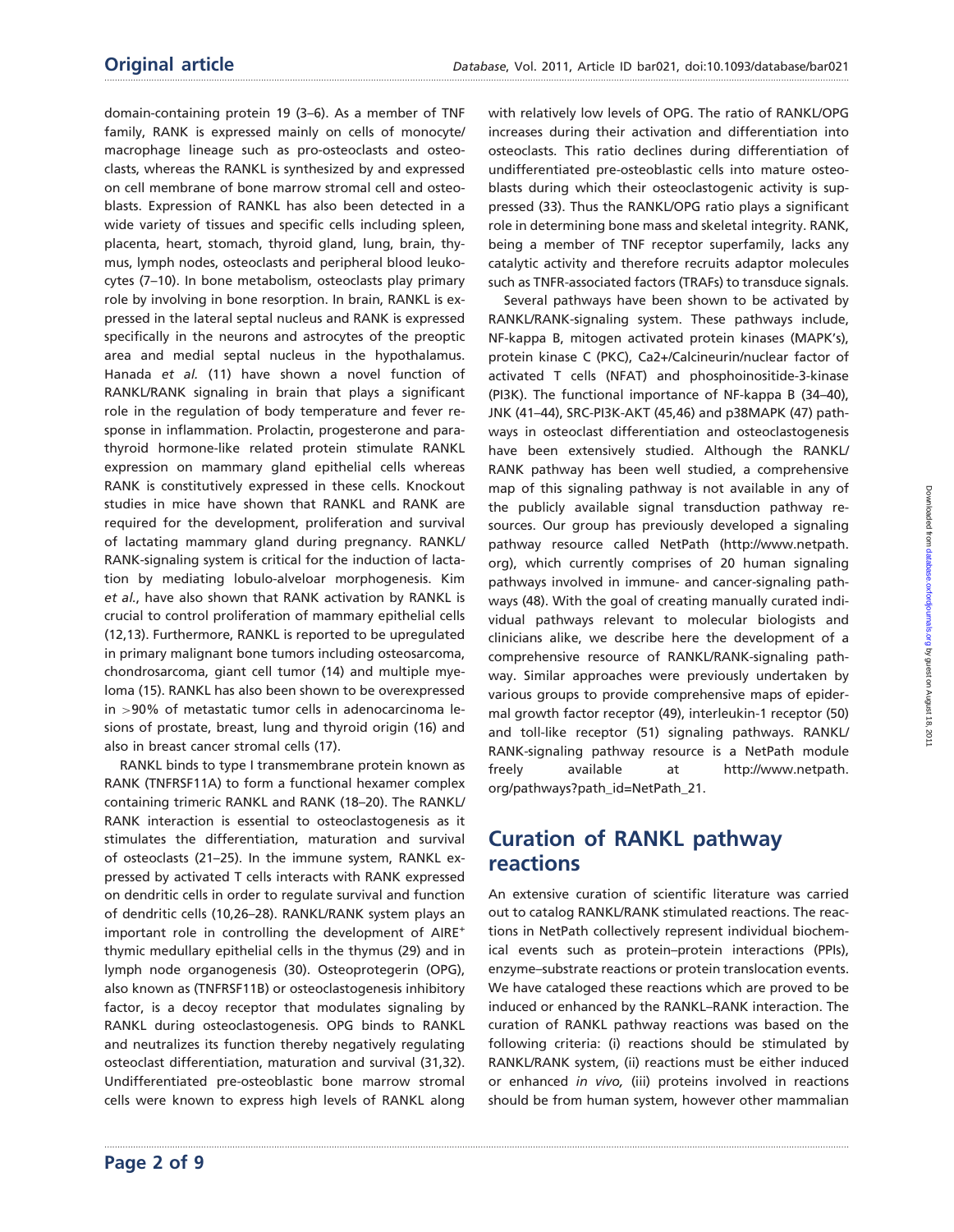domain-containing protein 19 (3–6). As a member of TNF family, RANK is expressed mainly on cells of monocyte/macrophage lineage such as pro-osteoclasts and osteoclasts, whereas the RANKL is synthesized by and expressed on cell membrane of bone marrow stromal cell and osteoblasts. Expression of RANKL has also been detected in a wide variety of tissues and specific cells including spleen, placenta, heart, stomach, thyroid gland, lung, brain, thymus, lymph nodes, osteoclasts and peripheral blood leukocytes (7–10). In bone metabolism, osteoclasts play primary role by involving in bone resorption. In brain, RANKL is expressed in the lateral septal nucleus and RANK is expressed specifically in the neurons and astrocytes of the preoptic area and medial septal nucleus in the hypothalamus. Hanada *et al.* (11) have shown a novel function of RANKL/RANK signaling in brain that plays a significant role in the regulation of body temperature and fever response in inflammation. Prolactin, progesterone and parathyroid hormone-like related protein stimulate RANKL expression on mammary gland epithelial cells whereas RANK is constitutively expressed in these cells. Knockout studies in mice have shown that RANKL and RANK are required for the development, proliferation and survival of lactating mammary gland during pregnancy. RANKL/RANK-signaling system is critical for the induction of lactation by mediating lobulo-alveloar morphogenesis. Kim *et al.*, have also shown that RANK activation by RANKL is crucial to control proliferation of mammary epithelial cells (12,13). Furthermore, RANKL is reported to be upregulated in primary malignant bone tumors including osteosarcoma, chondrosarcoma, giant cell tumor (14) and multiple myeloma (15). RANKL has also been shown to be overexpressed in >90% of metastatic tumor cells in adenocarcinoma lesions of prostate, breast, lung and thyroid origin (16) and also in breast cancer stromal cells (17).

RANKL binds to type I transmembrane protein known as RANK (TNFRSF11A) to form a functional hexamer complex containing trimeric RANKL and RANK (18–20). The RANKL/RANK interaction is essential to osteoclastogenesis as it stimulates the differentiation, maturation and survival of osteoclasts (21–25). In the immune system, RANKL expressed by activated T cells interacts with RANK expressed on dendritic cells in order to regulate survival and function of dendritic cells (10,26–28). RANKL/RANK system plays an important role in controlling the development of AIRE$^+$ thymic medullary epithelial cells in the thymus (29) and in lymph node organogenesis (30). Osteoprotegerin (OPG), also known as (TNFRSF11B) or osteoclastogenesis inhibitory factor, is a decoy receptor that modulates signaling by RANKL during osteoclastogenesis. OPG binds to RANKL and neutralizes its function thereby negatively regulating osteoclast differentiation, maturation and survival (31,32). Undifferentiated pre-osteoblastic bone marrow stromal cells were known to express high levels of RANKL along with relatively low levels of OPG. The ratio of RANKL/OPG increases during their activation and differentiation into osteoclasts. This ratio declines during differentiation of undifferentiated pre-osteoblastic cells into mature osteoblasts during which their osteoclastogenic activity is suppressed (33). Thus the RANKL/OPG ratio plays a significant role in determining bone mass and skeletal integrity. RANK, being a member of TNF receptor superfamily, lacks any catalytic activity and therefore recruits adaptor molecules such as TNFR-associated factors (TRAFs) to transduce signals.

Several pathways have been shown to be activated by RANKL/RANK-signaling system. These pathways include, NF-kappa B, mitogen activated protein kinases (MAPK's), protein kinase C (PKC), Ca2+/Calcineurin/nuclear factor of activated T cells (NFAT) and phosphoinositide-3-kinase (PI3K). The functional importance of NF-kappa B (34–40), JNK (41–44), SRC-PI3K-AKT (45,46) and p38MAPK (47) pathways in osteoclast differentiation and osteoclastogenesis have been extensively studied. Although the RANKL/RANK pathway has been well studied, a comprehensive map of this signaling pathway is not available in any of the publicly available signal transduction pathway resources. Our group has previously developed a signaling pathway resource called NetPath (http://www.netpath.org), which currently comprises of 20 human signaling pathways involved in immune- and cancer-signaling pathways (48). With the goal of creating manually curated individual pathways relevant to molecular biologists and clinicians alike, we describe here the development of a comprehensive resource of RANKL/RANK-signaling pathway. Similar approaches were previously undertaken by various groups to provide comprehensive maps of epidermal growth factor receptor (49), interleukin-1 receptor (50) and toll-like receptor (51) signaling pathways. RANKL/RANK-signaling pathway resource is a NetPath module freely available at http://www.netpath.org/pathways?path_id=NetPath_21.

## Curation of RANKL pathway reactions

An extensive curation of scientific literature was carried out to catalog RANKL/RANK stimulated reactions. The reactions in NetPath collectively represent individual biochemical events such as protein–protein interactions (PPIs), enzyme–substrate reactions or protein translocation events. We have cataloged these reactions which are proved to be induced or enhanced by the RANKL–RANK interaction. The curation of RANKL pathway reactions was based on the following criteria: (i) reactions should be stimulated by RANKL/RANK system, (ii) reactions must be either induced or enhanced *in vivo,* (iii) proteins involved in reactions should be from human system, however other mammalian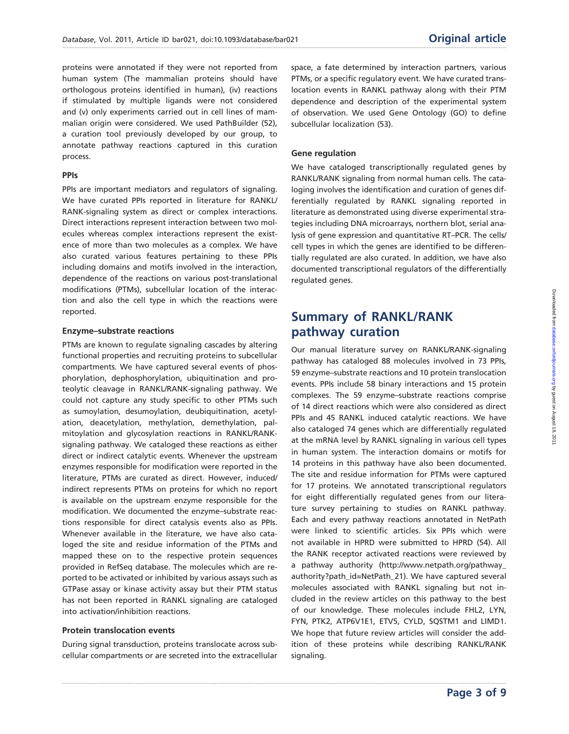proteins were annotated if they were not reported from human system (The mammalian proteins should have orthologous proteins identified in human), (iv) reactions if stimulated by multiple ligands were not considered and (v) only experiments carried out in cell lines of mammalian origin were considered. We used PathBuilder (52), a curation tool previously developed by our group, to annotate pathway reactions captured in this curation process.

### PPIs

PPIs are important mediators and regulators of signaling. We have curated PPIs reported in literature for RANKL/RANK-signaling system as direct or complex interactions. Direct interactions represent interaction between two molecules whereas complex interactions represent the existence of more than two molecules as a complex. We have also curated various features pertaining to these PPIs including domains and motifs involved in the interaction, dependence of the reactions on various post-translational modifications (PTMs), subcellular location of the interaction and also the cell type in which the reactions were reported.

### Enzyme–substrate reactions

PTMs are known to regulate signaling cascades by altering functional properties and recruiting proteins to subcellular compartments. We have captured several events of phosphorylation, dephosphorylation, ubiquitination and proteolytic cleavage in RANKL/RANK-signaling pathway. We could not capture any study specific to other PTMs such as sumoylation, desumoylation, deubiquitination, acetylation, deacetylation, methylation, demethylation, palmitoylation and glycosylation reactions in RANKL/RANK-signaling pathway. We cataloged these reactions as either direct or indirect catalytic events. Whenever the upstream enzymes responsible for modification were reported in the literature, PTMs are curated as direct. However, induced/indirect represents PTMs on proteins for which no report is available on the upstream enzyme responsible for the modification. We documented the enzyme–substrate reactions responsible for direct catalysis events also as PPIs. Whenever available in the literature, we have also cataloged the site and residue information of the PTMs and mapped these on to the respective protein sequences provided in RefSeq database. The molecules which are reported to be activated or inhibited by various assays such as GTPase assay or kinase activity assay but their PTM status has not been reported in RANKL signaling are cataloged into activation/inhibition reactions.

### Protein translocation events

During signal transduction, proteins translocate across subcellular compartments or are secreted into the extracellular space, a fate determined by interaction partners, various PTMs, or a specific regulatory event. We have curated translocation events in RANKL pathway along with their PTM dependence and description of the experimental system of observation. We used Gene Ontology (GO) to define subcellular localization (53).

### Gene regulation

We have cataloged transcriptionally regulated genes by RANKL/RANK signaling from normal human cells. The cataloging involves the identification and curation of genes differentially regulated by RANKL signaling reported in literature as demonstrated using diverse experimental strategies including DNA microarrays, northern blot, serial analysis of gene expression and quantitative RT–PCR. The cells/cell types in which the genes are identified to be differentially regulated are also curated. In addition, we have also documented transcriptional regulators of the differentially regulated genes.

## Summary of RANKL/RANK pathway curation

Our manual literature survey on RANKL/RANK-signaling pathway has cataloged 88 molecules involved in 73 PPIs, 59 enzyme–substrate reactions and 10 protein translocation events. PPIs include 58 binary interactions and 15 protein complexes. The 59 enzyme–substrate reactions comprise of 14 direct reactions which were also considered as direct PPIs and 45 RANKL induced catalytic reactions. We have also cataloged 74 genes which are differentially regulated at the mRNA level by RANKL signaling in various cell types in human system. The interaction domains or motifs for 14 proteins in this pathway have also been documented. The site and residue information for PTMs were captured for 17 proteins. We annotated transcriptional regulators for eight differentially regulated genes from our literature survey pertaining to studies on RANKL pathway. Each and every pathway reactions annotated in NetPath were linked to scientific articles. Six PPIs which were not available in HPRD were submitted to HPRD (54). All the RANK receptor activated reactions were reviewed by a pathway authority (http://www.netpath.org/pathway_authority?path_id=NetPath_21). We have captured several molecules associated with RANKL signaling but not included in the review articles on this pathway to the best of our knowledge. These molecules include FHL2, LYN, FYN, PTK2, ATP6V1E1, ETV5, CYLD, SQSTM1 and LIMD1. We hope that future review articles will consider the addition of these proteins while describing RANKL/RANK signaling.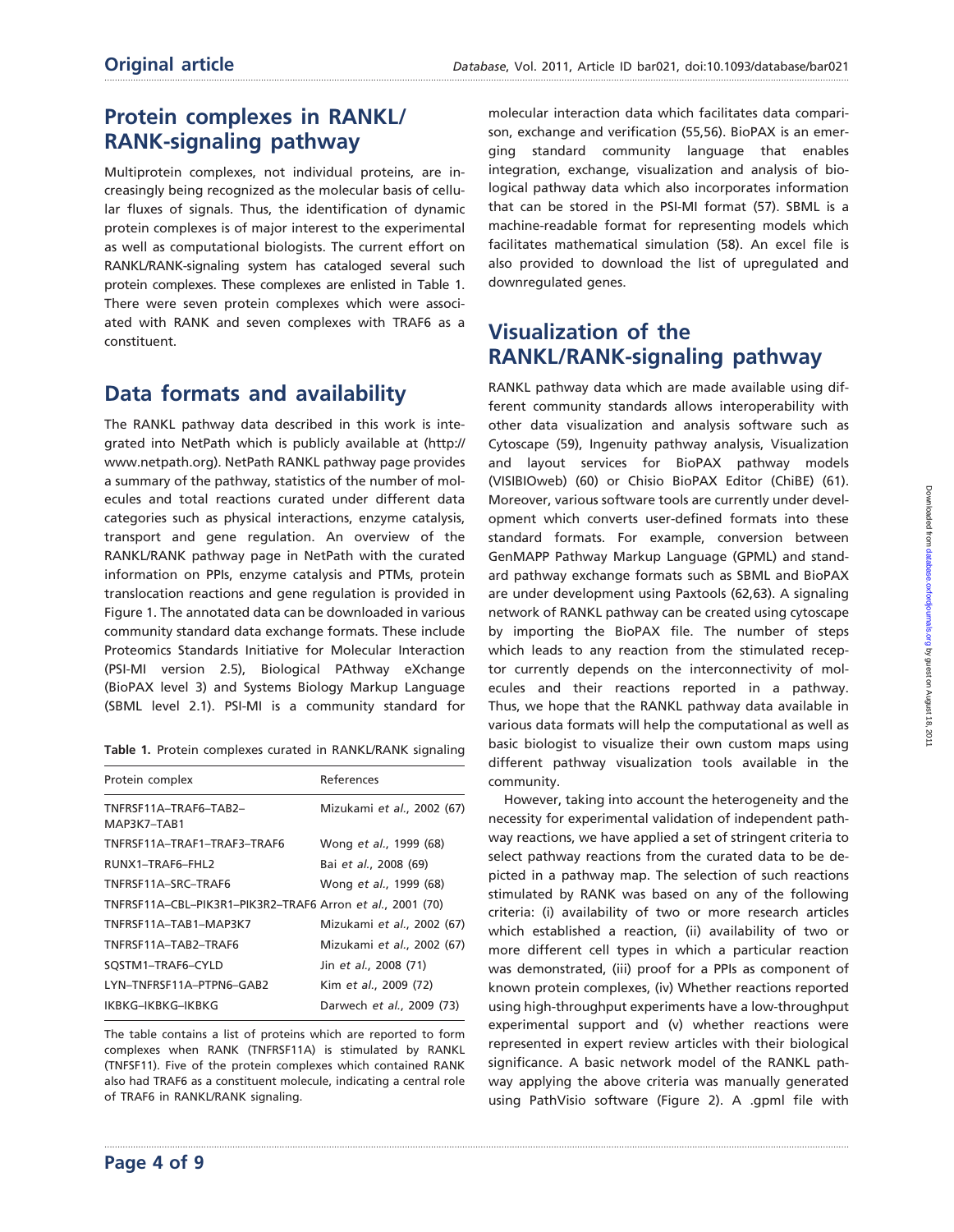## Protein complexes in RANKL/RANK-signaling pathway

Multiprotein complexes, not individual proteins, are increasingly being recognized as the molecular basis of cellular fluxes of signals. Thus, the identification of dynamic protein complexes is of major interest to the experimental as well as computational biologists. The current effort on RANKL/RANK-signaling system has cataloged several such protein complexes. These complexes are enlisted in Table 1. There were seven protein complexes which were associated with RANK and seven complexes with TRAF6 as a constituent.

## Data formats and availability

The RANKL pathway data described in this work is integrated into NetPath which is publicly available at (http://www.netpath.org). NetPath RANKL pathway page provides a summary of the pathway, statistics of the number of molecules and total reactions curated under different data categories such as physical interactions, enzyme catalysis, transport and gene regulation. An overview of the RANKL/RANK pathway page in NetPath with the curated information on PPIs, enzyme catalysis and PTMs, protein translocation reactions and gene regulation is provided in Figure 1. The annotated data can be downloaded in various community standard data exchange formats. These include Proteomics Standards Initiative for Molecular Interaction (PSI-MI version 2.5), Biological PAthway eXchange (BioPAX level 3) and Systems Biology Markup Language (SBML level 2.1). PSI-MI is a community standard for molecular interaction data which facilitates data comparison, exchange and verification (55,56). BioPAX is an emerging standard community language that enables integration, exchange, visualization and analysis of biological pathway data which also incorporates information that can be stored in the PSI-MI format (57). SBML is a machine-readable format for representing models which facilitates mathematical simulation (58). An excel file is also provided to download the list of upregulated and downregulated genes.

**Table 1.** Protein complexes curated in RANKL/RANK signaling

| Protein complex | References |
|---|---|
| TNFRSF11A–TRAF6–TAB2–MAP3K7–TAB1 | Mizukami *et al.*, 2002 (67) |
| TNFRSF11A–TRAF1–TRAF3–TRAF6 | Wong *et al.*, 1999 (68) |
| RUNX1–TRAF6–FHL2 | Bai *et al.*, 2008 (69) |
| TNFRSF11A–SRC–TRAF6 | Wong *et al.*, 1999 (68) |
| TNFRSF11A–CBL–PIK3R1–PIK3R2–TRAF6 | Arron *et al.*, 2001 (70) |
| TNFRSF11A–TAB1–MAP3K7 | Mizukami *et al.*, 2002 (67) |
| TNFRSF11A–TAB2–TRAF6 | Mizukami *et al.*, 2002 (67) |
| SQSTM1–TRAF6–CYLD | Jin *et al.*, 2008 (71) |
| LYN–TNFRSF11A–PTPN6–GAB2 | Kim *et al.*, 2009 (72) |
| IKBKG–IKBKG–IKBKG | Darwech *et al.*, 2009 (73) |

The table contains a list of proteins which are reported to form complexes when RANK (TNFRSF11A) is stimulated by RANKL (TNFSF11). Five of the protein complexes which contained RANK also had TRAF6 as a constituent molecule, indicating a central role of TRAF6 in RANKL/RANK signaling.

## Visualization of the RANKL/RANK-signaling pathway

RANKL pathway data which are made available using different community standards allows interoperability with other data visualization and analysis software such as Cytoscape (59), Ingenuity pathway analysis, Visualization and layout services for BioPAX pathway models (VISIBIOweb) (60) or Chisio BioPAX Editor (ChiBE) (61). Moreover, various software tools are currently under development which converts user-defined formats into these standard formats. For example, conversion between GenMAPP Pathway Markup Language (GPML) and standard pathway exchange formats such as SBML and BioPAX are under development using Paxtools (62,63). A signaling network of RANKL pathway can be created using cytoscape by importing the BioPAX file. The number of steps which leads to any reaction from the stimulated receptor currently depends on the interconnectivity of molecules and their reactions reported in a pathway. Thus, we hope that the RANKL pathway data available in various data formats will help the computational as well as basic biologist to visualize their own custom maps using different pathway visualization tools available in the community.

However, taking into account the heterogeneity and the necessity for experimental validation of independent pathway reactions, we have applied a set of stringent criteria to select pathway reactions from the curated data to be depicted in a pathway map. The selection of such reactions stimulated by RANK was based on any of the following criteria: (i) availability of two or more research articles which established a reaction, (ii) availability of two or more different cell types in which a particular reaction was demonstrated, (iii) proof for a PPIs as component of known protein complexes, (iv) Whether reactions reported using high-throughput experiments have a low-throughput experimental support and (v) whether reactions were represented in expert review articles with their biological significance. A basic network model of the RANKL pathway applying the above criteria was manually generated using PathVisio software (Figure 2). A .gpml file with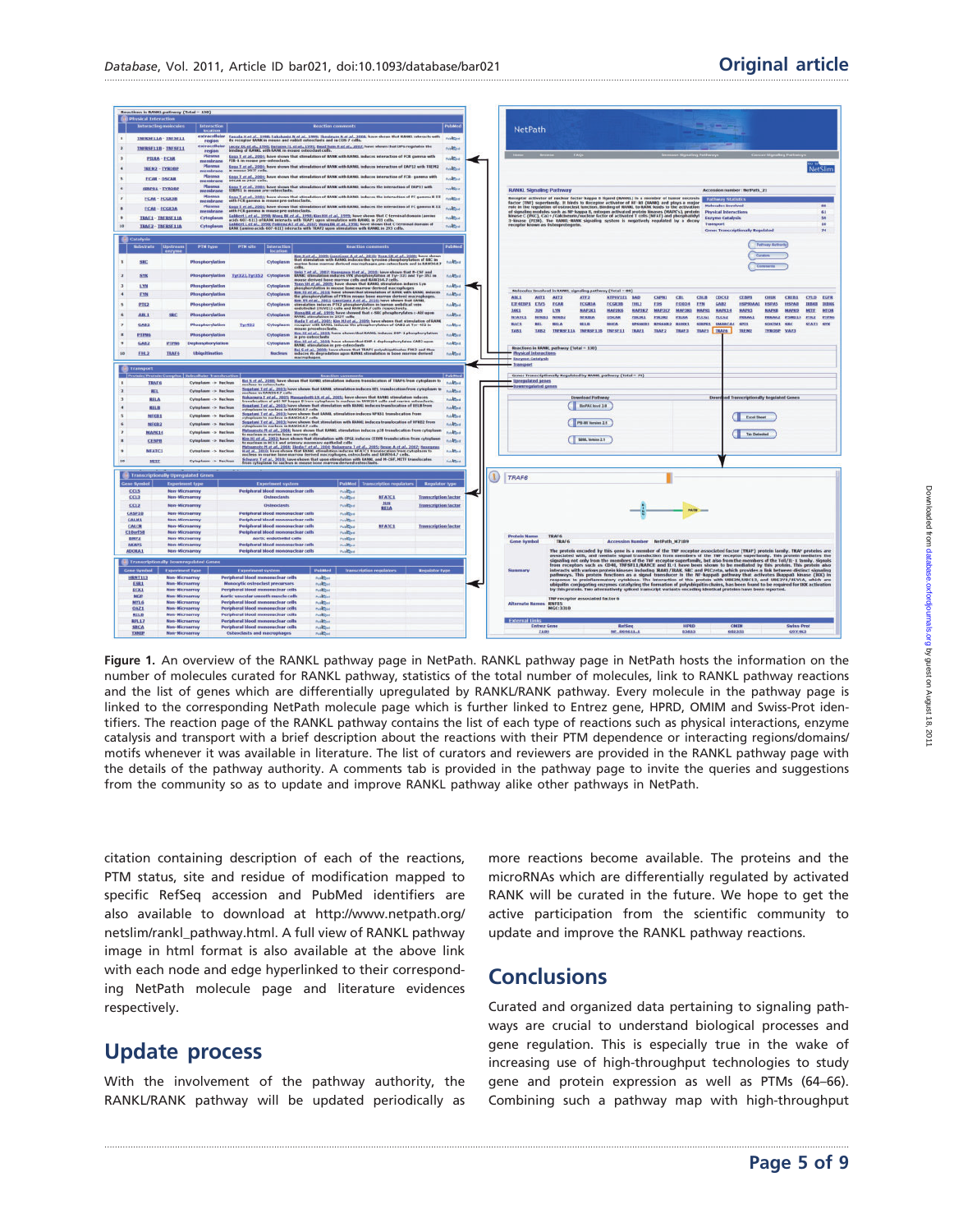**Figure 1.** An overview of the RANKL pathway page in NetPath. RANKL pathway page in NetPath hosts the information on the number of molecules curated for RANKL pathway, statistics of the total number of molecules, link to RANKL pathway reactions and the list of genes which are differentially upregulated by RANKL/RANK pathway. Every molecule in the pathway page is linked to the corresponding NetPath molecule page which is further linked to Entrez gene, HPRD, OMIM and Swiss-Prot identifiers. The reaction page of the RANKL pathway contains the list of each type of reactions such as physical interactions, enzyme catalysis and transport with a brief description about the reactions with their PTM dependence or interacting regions/domains/motifs whenever it was available in literature. The list of curators and reviewers are provided in the RANKL pathway page with the details of the pathway authority. A comments tab is provided in the pathway page to invite the queries and suggestions from the community so as to update and improve RANKL pathway alike other pathways in NetPath.

citation containing description of each of the reactions, PTM status, site and residue of modification mapped to specific RefSeq accession and PubMed identifiers are also available to download at http://www.netpath.org/netslim/rankl_pathway.html. A full view of RANKL pathway image in html format is also available at the above link with each node and edge hyperlinked to their corresponding NetPath molecule page and literature evidences respectively.

## Update process

With the involvement of the pathway authority, the RANKL/RANK pathway will be updated periodically as more reactions become available. The proteins and the microRNAs which are differentially regulated by activated RANK will be curated in the future. We hope to get the active participation from the scientific community to update and improve the RANKL pathway reactions.

## Conclusions

Curated and organized data pertaining to signaling pathways are crucial to understand biological processes and gene regulation. This is especially true in the wake of increasing use of high-throughput technologies to study gene and protein expression as well as PTMs (64–66). Combining such a pathway map with high-throughput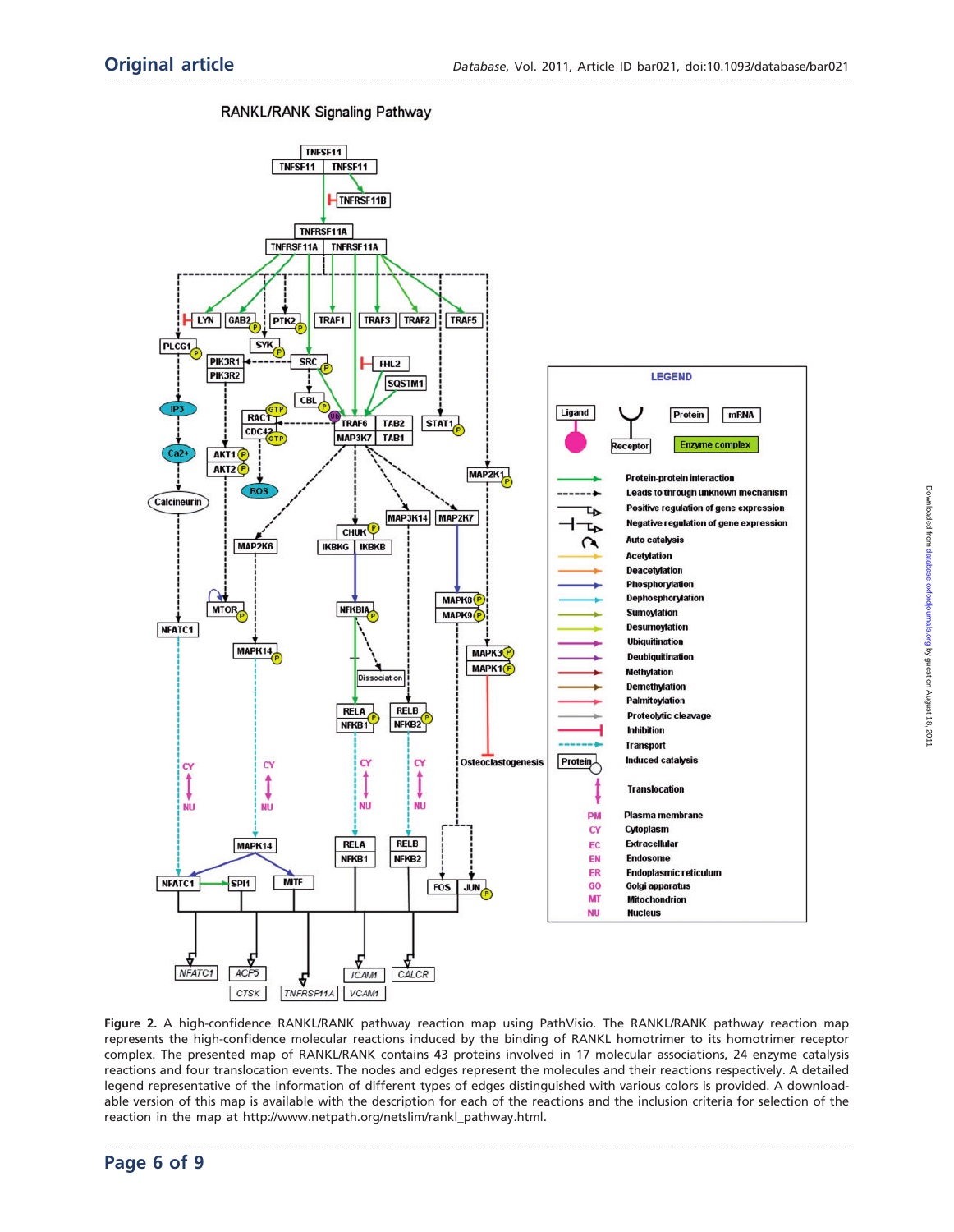**Figure 2.** A high-confidence RANKL/RANK pathway reaction map using PathVisio. The RANKL/RANK pathway reaction map represents the high-confidence molecular reactions induced by the binding of RANKL homotrimer to its homotrimer receptor complex. The presented map of RANKL/RANK contains 43 proteins involved in 17 molecular associations, 24 enzyme catalysis reactions and four translocation events. The nodes and edges represent the molecules and their reactions respectively. A detailed legend representative of the information of different types of edges distinguished with various colors is provided. A downloadable version of this map is available with the description for each of the reactions and the inclusion criteria for selection of the reaction in the map at http://www.netpath.org/netslim/rankl_pathway.html.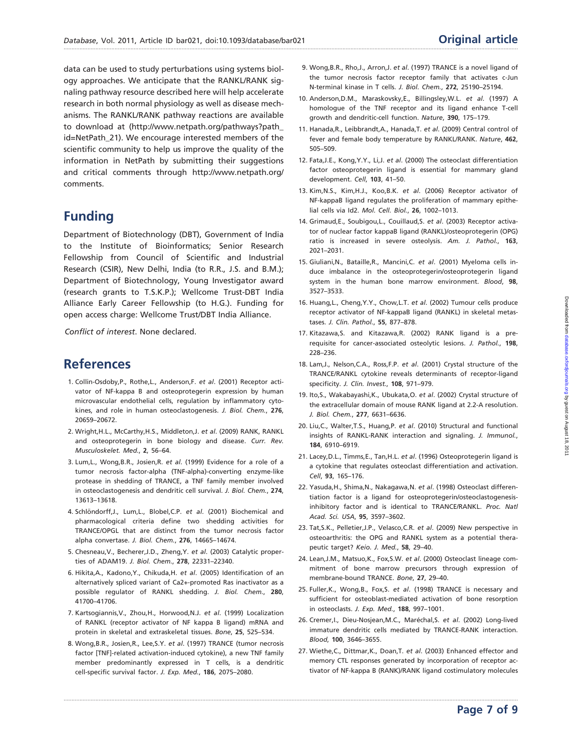data can be used to study perturbations using systems biology approaches. We anticipate that the RANKL/RANK signaling pathway resource described here will help accelerate research in both normal physiology as well as disease mechanisms. The RANKL/RANK pathway reactions are available to download at (http://www.netpath.org/pathways?path_id=NetPath_21). We encourage interested members of the scientific community to help us improve the quality of the information in NetPath by submitting their suggestions and critical comments through http://www.netpath.org/comments.

# Funding

Department of Biotechnology (DBT), Government of India to the Institute of Bioinformatics; Senior Research Fellowship from Council of Scientific and Industrial Research (CSIR), New Delhi, India (to R.R., J.S. and B.M.); Department of Biotechnology, Young Investigator award (research grants to T.S.K.P.); Wellcome Trust-DBT India Alliance Early Career Fellowship (to H.G.). Funding for open access charge: Wellcome Trust/DBT India Alliance.

*Conflict of interest*. None declared.

# References

1. Collin-Osdoby,P., Rothe,L., Anderson,F. *et al*. (2001) Receptor activator of NF-kappa B and osteoprotegerin expression by human microvascular endothelial cells, regulation by inflammatory cytokines, and role in human osteoclastogenesis. *J. Biol. Chem.*, **276**, 20659–20672.
2. Wright,H.L., McCarthy,H.S., Middleton,J. *et al*. (2009) RANK, RANKL and osteoprotegerin in bone biology and disease. *Curr. Rev. Musculoskelet. Med.*, **2**, 56–64.
3. Lum,L., Wong,B.R., Josien,R. *et al*. (1999) Evidence for a role of a tumor necrosis factor-alpha (TNF-alpha)-converting enzyme-like protease in shedding of TRANCE, a TNF family member involved in osteoclastogenesis and dendritic cell survival. *J. Biol. Chem.*, **274**, 13613–13618.
4. Schlöndorff,J., Lum,L., Blobel,C.P. *et al*. (2001) Biochemical and pharmacological criteria define two shedding activities for TRANCE/OPGL that are distinct from the tumor necrosis factor alpha convertase. *J. Biol. Chem.*, **276**, 14665–14674.
5. Chesneau,V., Becherer,J.D., Zheng,Y. *et al*. (2003) Catalytic properties of ADAM19. *J. Biol. Chem.*, **278**, 22331–22340.
6. Hikita,A., Kadono,Y., Chikuda,H. *et al*. (2005) Identification of an alternatively spliced variant of Ca2+-promoted Ras inactivator as a possible regulator of RANKL shedding. *J. Biol. Chem.*, **280**, 41700–41706.
7. Kartsogiannis,V., Zhou,H., Horwood,N.J. *et al*. (1999) Localization of RANKL (receptor activator of NF kappa B ligand) mRNA and protein in skeletal and extraskeletal tissues. *Bone*, **25**, 525–534.
8. Wong,B.R., Josien,R., Lee,S.Y. *et al*. (1997) TRANCE (tumor necrosis factor [TNF]-related activation-induced cytokine), a new TNF family member predominantly expressed in T cells, is a dendritic cell-specific survival factor. *J. Exp. Med.*, **186**, 2075–2080.
9. Wong,B.R., Rho,J., Arron,J. *et al*. (1997) TRANCE is a novel ligand of the tumor necrosis factor receptor family that activates c-Jun N-terminal kinase in T cells. *J. Biol. Chem.*, **272**, 25190–25194.
10. Anderson,D.M., Maraskovsky,E., Billingsley,W.L. *et al*. (1997) A homologue of the TNF receptor and its ligand enhance T-cell growth and dendritic-cell function. *Nature*, **390**, 175–179.
11. Hanada,R., Leibbrandt,A., Hanada,T. *et al*. (2009) Central control of fever and female body temperature by RANKL/RANK. *Nature*, **462**, 505–509.
12. Fata,J.E., Kong,Y.Y., Li,J. *et al*. (2000) The osteoclast differentiation factor osteoprotegerin ligand is essential for mammary gland development. *Cell*, **103**, 41–50.
13. Kim,N.S., Kim,H.J., Koo,B.K. *et al*. (2006) Receptor activator of NF-kappaB ligand regulates the proliferation of mammary epithelial cells via Id2. *Mol. Cell. Biol.*, **26**, 1002–1013.
14. Grimaud,E., Soubigou,L., Couillaud,S. *et al*. (2003) Receptor activator of nuclear factor kappaB ligand (RANKL)/osteoprotegerin (OPG) ratio is increased in severe osteolysis. *Am. J. Pathol.*, **163**, 2021–2031.
15. Giuliani,N., Bataille,R., Mancini,C. *et al*. (2001) Myeloma cells induce imbalance in the osteoprotegerin/osteoprotegerin ligand system in the human bone marrow environment. *Blood*, **98**, 3527–3533.
16. Huang,L., Cheng,Y.Y., Chow,L.T. *et al*. (2002) Tumour cells produce receptor activator of NF-kappaB ligand (RANKL) in skeletal metastases. *J. Clin. Pathol.*, **55**, 877–878.
17. Kitazawa,S. and Kitazawa,R. (2002) RANK ligand is a prerequisite for cancer-associated osteolytic lesions. *J. Pathol.*, **198**, 228–236.
18. Lam,J., Nelson,C.A., Ross,F.P. *et al*. (2001) Crystal structure of the TRANCE/RANKL cytokine reveals determinants of receptor-ligand specificity. *J. Clin. Invest.*, **108**, 971–979.
19. Ito,S., Wakabayashi,K., Ubukata,O. *et al*. (2002) Crystal structure of the extracellular domain of mouse RANK ligand at 2.2-A resolution. *J. Biol. Chem.*, **277**, 6631–6636.
20. Liu,C., Walter,T.S., Huang,P. *et al*. (2010) Structural and functional insights of RANKL-RANK interaction and signaling. *J. Immunol.*, **184**, 6910–6919.
21. Lacey,D.L., Timms,E., Tan,H.L. *et al*. (1996) Osteoprotegerin ligand is a cytokine that regulates osteoclast differentiation and activation. *Cell*, **93**, 165–176.
22. Yasuda,H., Shima,N., Nakagawa,N. *et al*. (1998) Osteoclast differentiation factor is a ligand for osteoprotegerin/osteoclastogenesis-inhibitory factor and is identical to TRANCE/RANKL. *Proc. Natl Acad. Sci. USA*, **95**, 3597–3602.
23. Tat,S.K., Pelletier,J.P., Velasco,C.R. *et al*. (2009) New perspective in osteoarthritis: the OPG and RANKL system as a potential therapeutic target? *Keio. J. Med.*, **58**, 29–40.
24. Lean,J.M., Matsuo,K., Fox,S.W. *et al*. (2000) Osteoclast lineage commitment of bone marrow precursors through expression of membrane-bound TRANCE. *Bone*, **27**, 29–40.
25. Fuller,K., Wong,B., Fox,S. *et al*. (1998) TRANCE is necessary and sufficient for osteoblast-mediated activation of bone resorption in osteoclasts. *J. Exp. Med.*, **188**, 997–1001.
26. Cremer,I., Dieu-Nosjean,M.C., Maréchal,S. *et al*. (2002) Long-lived immature dendritic cells mediated by TRANCE-RANK interaction. *Blood*, **100**, 3646–3655.
27. Wiethe,C., Dittmar,K., Doan,T. *et al*. (2003) Enhanced effector and memory CTL responses generated by incorporation of receptor activator of NF-kappa B (RANK)/RANK ligand costimulatory molecules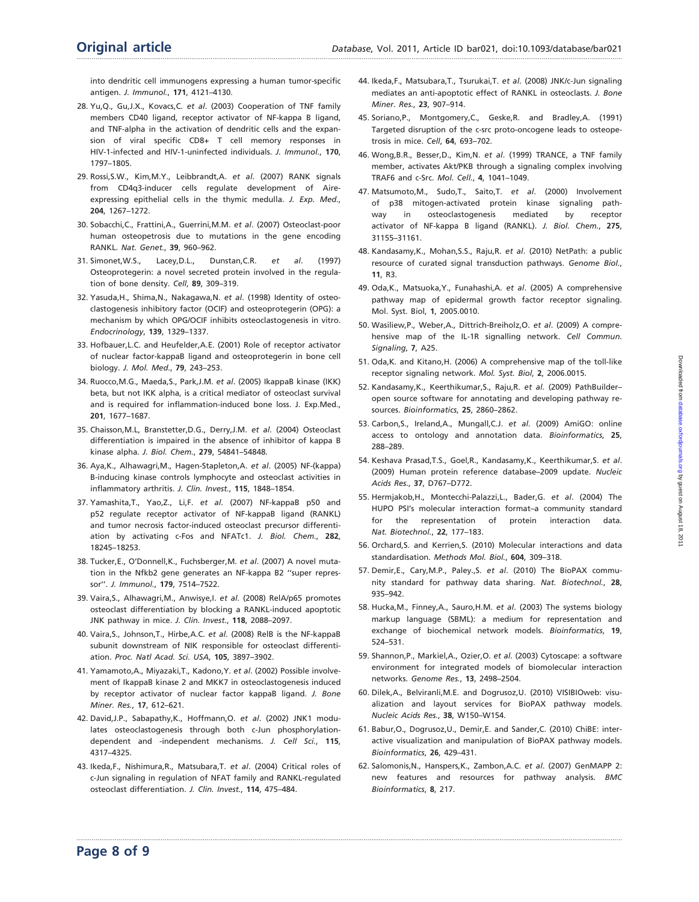into dendritic cell immunogens expressing a human tumor-specific antigen. *J. Immunol.*, **171**, 4121–4130.

28. Yu,Q., Gu,J.X., Kovacs,C. *et al*. (2003) Cooperation of TNF family members CD40 ligand, receptor activator of NF-kappa B ligand, and TNF-alpha in the activation of dendritic cells and the expansion of viral specific CD8+ T cell memory responses in HIV-1-infected and HIV-1-uninfected individuals. *J. Immunol.*, **170**, 1797–1805.
29. Rossi,S.W., Kim,M.Y., Leibbrandt,A. *et al*. (2007) RANK signals from CD4q3-inducer cells regulate development of Aire-expressing epithelial cells in the thymic medulla. *J. Exp. Med.*, **204**, 1267–1272.
30. Sobacchi,C., Frattini,A., Guerrini,M.M. *et al*. (2007) Osteoclast-poor human osteopetrosis due to mutations in the gene encoding RANKL. *Nat. Genet.*, **39**, 960–962.
31. Simonet,W.S., Lacey,D.L., Dunstan,C.R. *et al*. (1997) Osteoprotegerin: a novel secreted protein involved in the regulation of bone density. *Cell*, **89**, 309–319.
32. Yasuda,H., Shima,N., Nakagawa,N. *et al*. (1998) Identity of osteoclastogenesis inhibitory factor (OCIF) and osteoprotegerin (OPG): a mechanism by which OPG/OCIF inhibits osteoclastogenesis in vitro. *Endocrinology*, **139**, 1329–1337.
33. Hofbauer,L.C. and Heufelder,A.E. (2001) Role of receptor activator of nuclear factor-kappaB ligand and osteoprotegerin in bone cell biology. *J. Mol. Med.*, **79**, 243–253.
34. Ruocco,M.G., Maeda,S., Park,J.M. *et al*. (2005) IkappaB kinase (IKK) beta, but not IKK alpha, is a critical mediator of osteoclast survival and is required for inflammation-induced bone loss. J. Exp.Med., **201**, 1677–1687.
35. Chaisson,M.L, Branstetter,D.G., Derry,J.M. *et al*. (2004) Osteoclast differentiation is impaired in the absence of inhibitor of kappa B kinase alpha. *J. Biol. Chem.*, **279**, 54841–54848.
36. Aya,K., Alhawagri,M., Hagen-Stapleton,A. *et al*. (2005) NF-(kappa) B-inducing kinase controls lymphocyte and osteoclast activities in inflammatory arthritis. *J. Clin. Invest.*, **115**, 1848–1854.
37. Yamashita,T., Yao,Z., Li,F. *et al*. (2007) NF-kappaB p50 and p52 regulate receptor activator of NF-kappaB ligand (RANKL) and tumor necrosis factor-induced osteoclast precursor differentiation by activating c-Fos and NFATc1. *J. Biol. Chem.*, **282**, 18245–18253.
38. Tucker,E., O'Donnell,K., Fuchsberger,M. *et al*. (2007) A novel mutation in the Nfkb2 gene generates an NF-kappa B2 ''super repressor''. *J. Immunol.*, **179**, 7514–7522.
39. Vaira,S., Alhawagri,M., Anwisye,I. *et al*. (2008) RelA/p65 promotes osteoclast differentiation by blocking a RANKL-induced apoptotic JNK pathway in mice. *J. Clin. Invest.*, **118**, 2088–2097.
40. Vaira,S., Johnson,T., Hirbe,A.C. *et al*. (2008) RelB is the NF-kappaB subunit downstream of NIK responsible for osteoclast differentiation. *Proc. Natl Acad. Sci. USA*, **105**, 3897–3902.
41. Yamamoto,A., Miyazaki,T., Kadono,Y. *et al*. (2002) Possible involvement of IkappaB kinase 2 and MKK7 in osteoclastogenesis induced by receptor activator of nuclear factor kappaB ligand. *J. Bone Miner. Res.*, **17**, 612–621.
42. David,J.P., Sabapathy,K., Hoffmann,O. *et al*. (2002) JNK1 modulates osteoclastogenesis through both c-Jun phosphorylation-dependent and -independent mechanisms. *J. Cell Sci.*, **115**, 4317–4325.
43. Ikeda,F., Nishimura,R., Matsubara,T. *et al*. (2004) Critical roles of c-Jun signaling in regulation of NFAT family and RANKL-regulated osteoclast differentiation. *J. Clin. Invest.*, **114**, 475–484.
44. Ikeda,F., Matsubara,T., Tsurukai,T. *et al*. (2008) JNK/c-Jun signaling mediates an anti-apoptotic effect of RANKL in osteoclasts. *J. Bone Miner. Res.*, **23**, 907–914.
45. Soriano,P., Montgomery,C., Geske,R. and Bradley,A. (1991) Targeted disruption of the c-src proto-oncogene leads to osteopetrosis in mice. *Cell*, **64**, 693–702.
46. Wong,B.R., Besser,D., Kim,N. *et al*. (1999) TRANCE, a TNF family member, activates Akt/PKB through a signaling complex involving TRAF6 and c-Src. *Mol. Cell.*, **4**, 1041–1049.
47. Matsumoto,M., Sudo,T., Saito,T. *et al*. (2000) Involvement of p38 mitogen-activated protein kinase signaling pathway in osteoclastogenesis mediated by receptor activator of NF-kappa B ligand (RANKL). *J. Biol. Chem.*, **275**, 31155–31161.
48. Kandasamy,K., Mohan,S.S., Raju,R. *et al*. (2010) NetPath: a public resource of curated signal transduction pathways. *Genome Biol.*, **11**, R3.
49. Oda,K., Matsuoka,Y., Funahashi,A. *et al*. (2005) A comprehensive pathway map of epidermal growth factor receptor signaling. Mol. Syst. Biol, **1**, 2005.0010.
50. Wasiliew,P., Weber,A., Dittrich-Breiholz,O. *et al*. (2009) A comprehensive map of the IL-1R signalling network. *Cell Commun. Signaling*, **7**, A25.
51. Oda,K. and Kitano,H. (2006) A comprehensive map of the toll-like receptor signaling network. *Mol. Syst. Biol*, **2**, 2006.0015.
52. Kandasamy,K., Keerthikumar,S., Raju,R. *et al*. (2009) PathBuilder–open source software for annotating and developing pathway resources. *Bioinformatics*, **25**, 2860–2862.
53. Carbon,S., Ireland,A., Mungall,C.J. *et al*. (2009) AmiGO: online access to ontology and annotation data. *Bioinformatics*, **25**, 288–289.
54. Keshava Prasad,T.S., Goel,R., Kandasamy,K., Keerthikumar,S. *et al*. (2009) Human protein reference database–2009 update. *Nucleic Acids Res.*, **37**, D767–D772.
55. Hermjakob,H., Montecchi-Palazzi,L., Bader,G. *et al*. (2004) The HUPO PSI's molecular interaction format–a community standard for the representation of protein interaction data. *Nat. Biotechnol.*, **22**, 177–183.
56. Orchard,S. and Kerrien,S. (2010) Molecular interactions and data standardisation. *Methods Mol. Biol.*, **604**, 309–318.
57. Demir,E., Cary,M.P., Paley.,S. *et al*. (2010) The BioPAX community standard for pathway data sharing. *Nat. Biotechnol.*, **28**, 935–942.
58. Hucka,M., Finney,A., Sauro,H.M. *et al*. (2003) The systems biology markup language (SBML): a medium for representation and exchange of biochemical network models. *Bioinformatics*, **19**, 524–531.
59. Shannon,P., Markiel,A., Ozier,O. *et al*. (2003) Cytoscape: a software environment for integrated models of biomolecular interaction networks. *Genome Res.*, **13**, 2498–2504.
60. Dilek,A., Belviranli,M.E. and Dogrusoz,U. (2010) VISIBIOweb: visualization and layout services for BioPAX pathway models. *Nucleic Acids Res.*, **38**, W150–W154.
61. Babur,O., Dogrusoz,U., Demir,E. and Sander,C. (2010) ChiBE: interactive visualization and manipulation of BioPAX pathway models. *Bioinformatics*, **26**, 429–431.
62. Salomonis,N., Hanspers,K., Zambon,A.C. *et al*. (2007) GenMAPP 2: new features and resources for pathway analysis. *BMC Bioinformatics*, **8**, 217.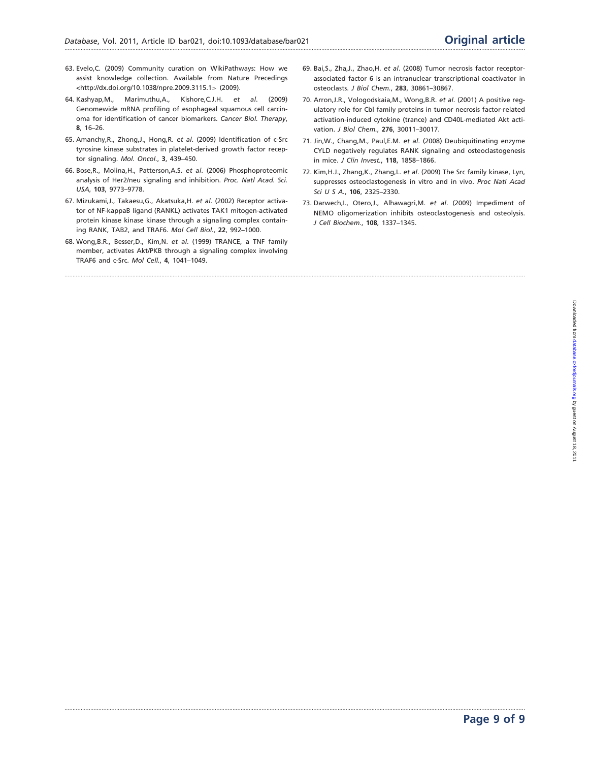63. Evelo,C. (2009) Community curation on WikiPathways: How we assist knowledge collection. Available from Nature Precedings <http://dx.doi.org/10.1038/npre.2009.3115.1> (2009).
64. Kashyap,M., Marimuthu,A., Kishore,C.J.H. *et al*. (2009) Genomewide mRNA profiling of esophageal squamous cell carcinoma for identification of cancer biomarkers. *Cancer Biol. Therapy*, **8**, 16–26.
65. Amanchy,R., Zhong,J., Hong,R. *et al*. (2009) Identification of c-Src tyrosine kinase substrates in platelet-derived growth factor receptor signaling. *Mol. Oncol.*, **3**, 439–450.
66. Bose,R., Molina,H., Patterson,A.S. *et al*. (2006) Phosphoproteomic analysis of Her2/neu signaling and inhibition. *Proc. Natl Acad. Sci. USA*, **103**, 9773–9778.
67. Mizukami,J., Takaesu,G., Akatsuka,H. *et al*. (2002) Receptor activator of NF-kappaB ligand (RANKL) activates TAK1 mitogen-activated protein kinase kinase kinase through a signaling complex containing RANK, TAB2, and TRAF6. *Mol Cell Biol.*, **22**, 992–1000.
68. Wong,B.R., Besser,D., Kim,N. *et al*. (1999) TRANCE, a TNF family member, activates Akt/PKB through a signaling complex involving TRAF6 and c-Src. *Mol Cell.*, **4**, 1041–1049.
69. Bai,S., Zha,J., Zhao,H. *et al*. (2008) Tumor necrosis factor receptor-associated factor 6 is an intranuclear transcriptional coactivator in osteoclasts. *J Biol Chem.*, **283**, 30861–30867.
70. Arron,J.R., Vologodskaia,M., Wong,B.R. *et al*. (2001) A positive regulatory role for Cbl family proteins in tumor necrosis factor-related activation-induced cytokine (trance) and CD40L-mediated Akt activation. *J Biol Chem.*, **276**, 30011–30017.
71. Jin,W., Chang,M., Paul,E.M. *et al*. (2008) Deubiquitinating enzyme CYLD negatively regulates RANK signaling and osteoclastogenesis in mice. *J Clin Invest.*, **118**, 1858–1866.
72. Kim,H.J., Zhang,K., Zhang,L. *et al*. (2009) The Src family kinase, Lyn, suppresses osteoclastogenesis in vitro and in vivo. *Proc Natl Acad Sci U S A.*, **106**, 2325–2330.
73. Darwech,I., Otero,J., Alhawagri,M. *et al*. (2009) Impediment of NEMO oligomerization inhibits osteoclastogenesis and osteolysis. *J Cell Biochem.*, **108**, 1337–1345.